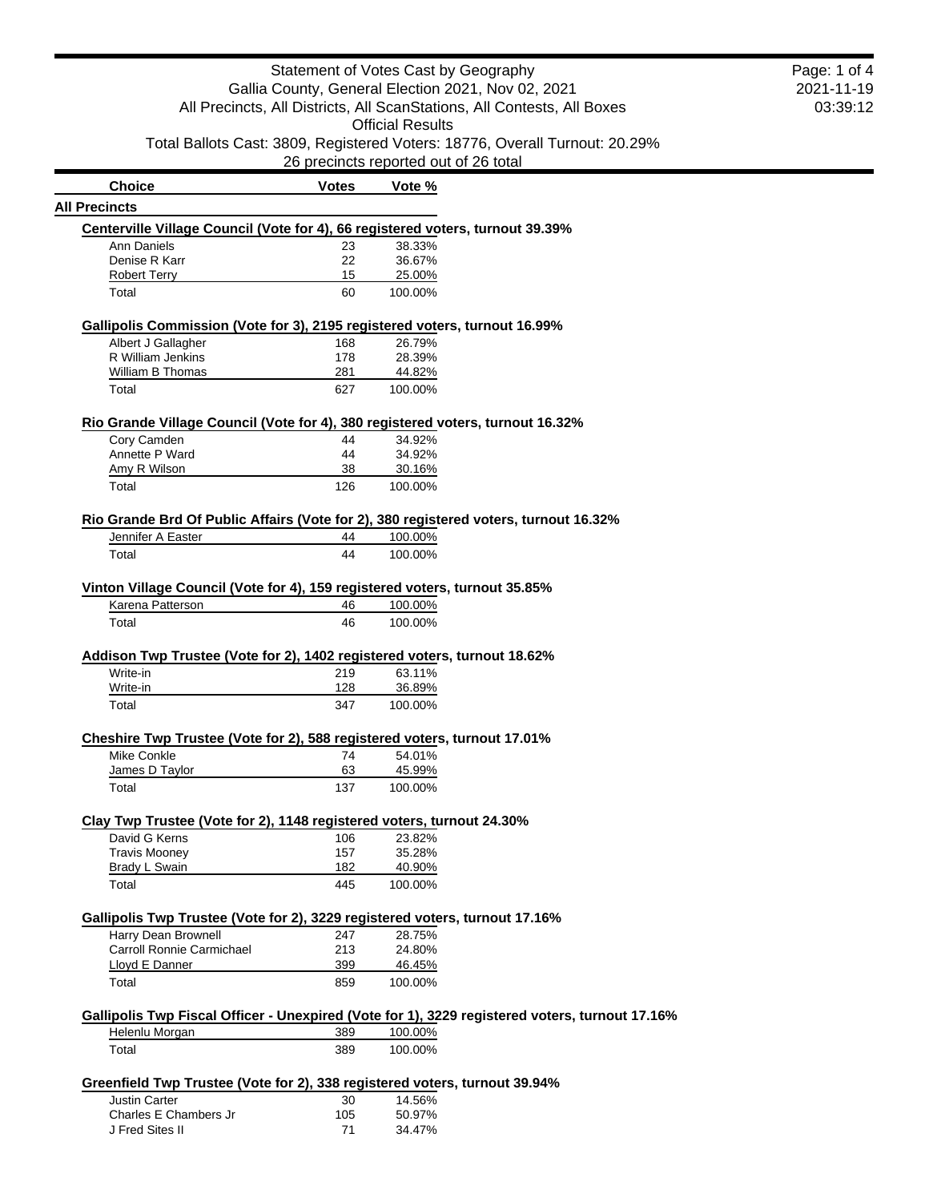# Statement of Votes Cast by Geography

Gallia County, General Election 2021, Nov 02, 2021

All Precincts, All Districts, All ScanStations, All Contests, All Boxes

Official Results

Total Ballots Cast: 3809, Registered Voters: 18776, Overall Turnout: 20.29%

26 precincts reported out of 26 total

| Choice | Votes | Vote % |
|---|---|---|

## All Precincts

### Centerville Village Council (Vote for 4), 66 registered voters, turnout 39.39%

| Choice | Votes | Vote % |
|---|---|---|
| Ann Daniels | 23 | 38.33% |
| Denise R Karr | 22 | 36.67% |
| Robert Terry | 15 | 25.00% |
| Total | 60 | 100.00% |

### Gallipolis Commission (Vote for 3), 2195 registered voters, turnout 16.99%

| Choice | Votes | Vote % |
|---|---|---|
| Albert J Gallagher | 168 | 26.79% |
| R William Jenkins | 178 | 28.39% |
| William B Thomas | 281 | 44.82% |
| Total | 627 | 100.00% |

### Rio Grande Village Council (Vote for 4), 380 registered voters, turnout 16.32%

| Choice | Votes | Vote % |
|---|---|---|
| Cory Camden | 44 | 34.92% |
| Annette P Ward | 44 | 34.92% |
| Amy R Wilson | 38 | 30.16% |
| Total | 126 | 100.00% |

### Rio Grande Brd Of Public Affairs (Vote for 2), 380 registered voters, turnout 16.32%

| Choice | Votes | Vote % |
|---|---|---|
| Jennifer A Easter | 44 | 100.00% |
| Total | 44 | 100.00% |

### Vinton Village Council (Vote for 4), 159 registered voters, turnout 35.85%

| Choice | Votes | Vote % |
|---|---|---|
| Karena Patterson | 46 | 100.00% |
| Total | 46 | 100.00% |

### Addison Twp Trustee (Vote for 2), 1402 registered voters, turnout 18.62%

| Choice | Votes | Vote % |
|---|---|---|
| Write-in | 219 | 63.11% |
| Write-in | 128 | 36.89% |
| Total | 347 | 100.00% |

### Cheshire Twp Trustee (Vote for 2), 588 registered voters, turnout 17.01%

| Choice | Votes | Vote % |
|---|---|---|
| Mike Conkle | 74 | 54.01% |
| James D Taylor | 63 | 45.99% |
| Total | 137 | 100.00% |

### Clay Twp Trustee (Vote for 2), 1148 registered voters, turnout 24.30%

| Choice | Votes | Vote % |
|---|---|---|
| David G Kerns | 106 | 23.82% |
| Travis Mooney | 157 | 35.28% |
| Brady L Swain | 182 | 40.90% |
| Total | 445 | 100.00% |

### Gallipolis Twp Trustee (Vote for 2), 3229 registered voters, turnout 17.16%

| Choice | Votes | Vote % |
|---|---|---|
| Harry Dean Brownell | 247 | 28.75% |
| Carroll Ronnie Carmichael | 213 | 24.80% |
| Lloyd E Danner | 399 | 46.45% |
| Total | 859 | 100.00% |

### Gallipolis Twp Fiscal Officer - Unexpired (Vote for 1), 3229 registered voters, turnout 17.16%

| Choice | Votes | Vote % |
|---|---|---|
| Helenlu Morgan | 389 | 100.00% |
| Total | 389 | 100.00% |

### Greenfield Twp Trustee (Vote for 2), 338 registered voters, turnout 39.94%

| Choice | Votes | Vote % |
|---|---|---|
| Justin Carter | 30 | 14.56% |
| Charles E Chambers Jr | 105 | 50.97% |
| J Fred Sites II | 71 | 34.47% |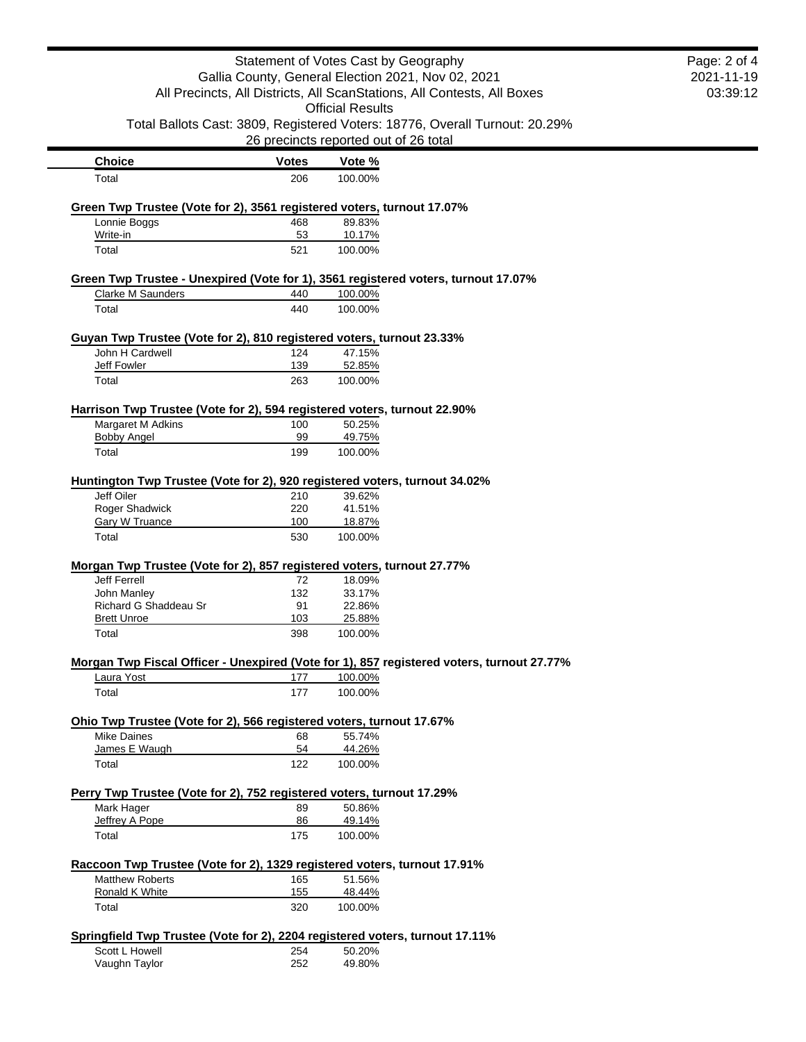# Statement of Votes Cast by Geography

Gallia County, General Election 2021, Nov 02, 2021

All Precincts, All Districts, All ScanStations, All Contests, All Boxes

Official Results

Total Ballots Cast: 3809, Registered Voters: 18776, Overall Turnout: 20.29%

26 precincts reported out of 26 total

| Choice | Votes | Vote % |
|---|---|---|
| Total | 206 | 100.00% |

### Green Twp Trustee (Vote for 2), 3561 registered voters, turnout 17.07%

| Choice | Votes | Vote % |
|---|---|---|
| Lonnie Boggs | 468 | 89.83% |
| Write-in | 53 | 10.17% |
| Total | 521 | 100.00% |

### Green Twp Trustee - Unexpired (Vote for 1), 3561 registered voters, turnout 17.07%

| Choice | Votes | Vote % |
|---|---|---|
| Clarke M Saunders | 440 | 100.00% |
| Total | 440 | 100.00% |

### Guyan Twp Trustee (Vote for 2), 810 registered voters, turnout 23.33%

| Choice | Votes | Vote % |
|---|---|---|
| John H Cardwell | 124 | 47.15% |
| Jeff Fowler | 139 | 52.85% |
| Total | 263 | 100.00% |

### Harrison Twp Trustee (Vote for 2), 594 registered voters, turnout 22.90%

| Choice | Votes | Vote % |
|---|---|---|
| Margaret M Adkins | 100 | 50.25% |
| Bobby Angel | 99 | 49.75% |
| Total | 199 | 100.00% |

### Huntington Twp Trustee (Vote for 2), 920 registered voters, turnout 34.02%

| Choice | Votes | Vote % |
|---|---|---|
| Jeff Oiler | 210 | 39.62% |
| Roger Shadwick | 220 | 41.51% |
| Gary W Truance | 100 | 18.87% |
| Total | 530 | 100.00% |

### Morgan Twp Trustee (Vote for 2), 857 registered voters, turnout 27.77%

| Choice | Votes | Vote % |
|---|---|---|
| Jeff Ferrell | 72 | 18.09% |
| John Manley | 132 | 33.17% |
| Richard G Shaddeau Sr | 91 | 22.86% |
| Brett Unroe | 103 | 25.88% |
| Total | 398 | 100.00% |

### Morgan Twp Fiscal Officer - Unexpired (Vote for 1), 857 registered voters, turnout 27.77%

| Choice | Votes | Vote % |
|---|---|---|
| Laura Yost | 177 | 100.00% |
| Total | 177 | 100.00% |

### Ohio Twp Trustee (Vote for 2), 566 registered voters, turnout 17.67%

| Choice | Votes | Vote % |
|---|---|---|
| Mike Daines | 68 | 55.74% |
| James E Waugh | 54 | 44.26% |
| Total | 122 | 100.00% |

### Perry Twp Trustee (Vote for 2), 752 registered voters, turnout 17.29%

| Choice | Votes | Vote % |
|---|---|---|
| Mark Hager | 89 | 50.86% |
| Jeffrey A Pope | 86 | 49.14% |
| Total | 175 | 100.00% |

### Raccoon Twp Trustee (Vote for 2), 1329 registered voters, turnout 17.91%

| Choice | Votes | Vote % |
|---|---|---|
| Matthew Roberts | 165 | 51.56% |
| Ronald K White | 155 | 48.44% |
| Total | 320 | 100.00% |

### Springfield Twp Trustee (Vote for 2), 2204 registered voters, turnout 17.11%

| Choice | Votes | Vote % |
|---|---|---|
| Scott L Howell | 254 | 50.20% |
| Vaughn Taylor | 252 | 49.80% |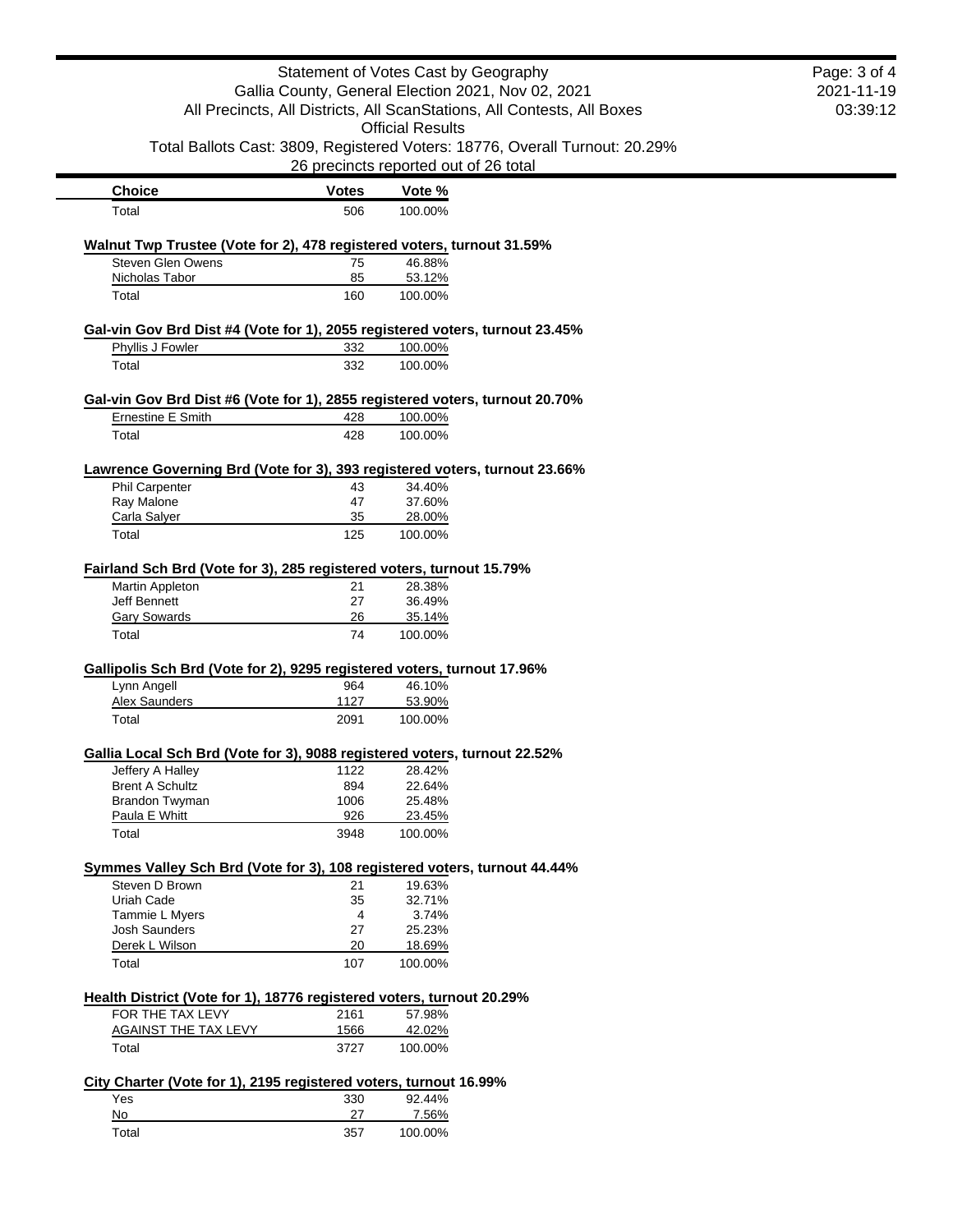| Choice | Votes | Vote % |
|---|---|---|
| Total | 506 | 100.00% |

### Walnut Twp Trustee (Vote for 2), 478 registered voters, turnout 31.59%

| Choice | Votes | Vote % |
|---|---|---|
| Steven Glen Owens | 75 | 46.88% |
| Nicholas Tabor | 85 | 53.12% |
| Total | 160 | 100.00% |

### Gal-vin Gov Brd Dist #4 (Vote for 1), 2055 registered voters, turnout 23.45%

| Choice | Votes | Vote % |
|---|---|---|
| Phyllis J Fowler | 332 | 100.00% |
| Total | 332 | 100.00% |

### Gal-vin Gov Brd Dist #6 (Vote for 1), 2855 registered voters, turnout 20.70%

| Choice | Votes | Vote % |
|---|---|---|
| Ernestine E Smith | 428 | 100.00% |
| Total | 428 | 100.00% |

### Lawrence Governing Brd (Vote for 3), 393 registered voters, turnout 23.66%

| Choice | Votes | Vote % |
|---|---|---|
| Phil Carpenter | 43 | 34.40% |
| Ray Malone | 47 | 37.60% |
| Carla Salyer | 35 | 28.00% |
| Total | 125 | 100.00% |

### Fairland Sch Brd (Vote for 3), 285 registered voters, turnout 15.79%

| Choice | Votes | Vote % |
|---|---|---|
| Martin Appleton | 21 | 28.38% |
| Jeff Bennett | 27 | 36.49% |
| Gary Sowards | 26 | 35.14% |
| Total | 74 | 100.00% |

### Gallipolis Sch Brd (Vote for 2), 9295 registered voters, turnout 17.96%

| Choice | Votes | Vote % |
|---|---|---|
| Lynn Angell | 964 | 46.10% |
| Alex Saunders | 1127 | 53.90% |
| Total | 2091 | 100.00% |

### Gallia Local Sch Brd (Vote for 3), 9088 registered voters, turnout 22.52%

| Choice | Votes | Vote % |
|---|---|---|
| Jeffery A Halley | 1122 | 28.42% |
| Brent A Schultz | 894 | 22.64% |
| Brandon Twyman | 1006 | 25.48% |
| Paula E Whitt | 926 | 23.45% |
| Total | 3948 | 100.00% |

### Symmes Valley Sch Brd (Vote for 3), 108 registered voters, turnout 44.44%

| Choice | Votes | Vote % |
|---|---|---|
| Steven D Brown | 21 | 19.63% |
| Uriah Cade | 35 | 32.71% |
| Tammie L Myers | 4 | 3.74% |
| Josh Saunders | 27 | 25.23% |
| Derek L Wilson | 20 | 18.69% |
| Total | 107 | 100.00% |

### Health District (Vote for 1), 18776 registered voters, turnout 20.29%

| Choice | Votes | Vote % |
|---|---|---|
| FOR THE TAX LEVY | 2161 | 57.98% |
| AGAINST THE TAX LEVY | 1566 | 42.02% |
| Total | 3727 | 100.00% |

### City Charter (Vote for 1), 2195 registered voters, turnout 16.99%

| Choice | Votes | Vote % |
|---|---|---|
| Yes | 330 | 92.44% |
| No | 27 | 7.56% |
| Total | 357 | 100.00% |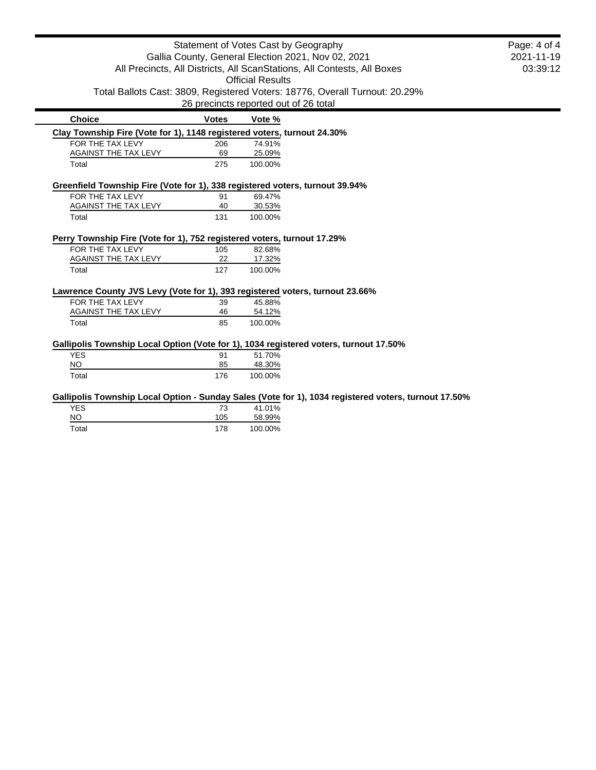Statement of Votes Cast by Geography
Gallia County, General Election 2021, Nov 02, 2021
All Precincts, All Districts, All ScanStations, All Contests, All Boxes
Official Results
Total Ballots Cast: 3809, Registered Voters: 18776, Overall Turnout: 20.29%
26 precincts reported out of 26 total

| Choice | Votes | Vote % |
|---|---|---|

**Clay Township Fire (Vote for 1), 1148 registered voters, turnout 24.30%**

| Choice | Votes | Vote % |
|---|---|---|
| FOR THE TAX LEVY | 206 | 74.91% |
| AGAINST THE TAX LEVY | 69 | 25.09% |
| Total | 275 | 100.00% |

**Greenfield Township Fire (Vote for 1), 338 registered voters, turnout 39.94%**

| Choice | Votes | Vote % |
|---|---|---|
| FOR THE TAX LEVY | 91 | 69.47% |
| AGAINST THE TAX LEVY | 40 | 30.53% |
| Total | 131 | 100.00% |

**Perry Township Fire (Vote for 1), 752 registered voters, turnout 17.29%**

| Choice | Votes | Vote % |
|---|---|---|
| FOR THE TAX LEVY | 105 | 82.68% |
| AGAINST THE TAX LEVY | 22 | 17.32% |
| Total | 127 | 100.00% |

**Lawrence County JVS Levy (Vote for 1), 393 registered voters, turnout 23.66%**

| Choice | Votes | Vote % |
|---|---|---|
| FOR THE TAX LEVY | 39 | 45.88% |
| AGAINST THE TAX LEVY | 46 | 54.12% |
| Total | 85 | 100.00% |

**Gallipolis Township Local Option (Vote for 1), 1034 registered voters, turnout 17.50%**

| Choice | Votes | Vote % |
|---|---|---|
| YES | 91 | 51.70% |
| NO | 85 | 48.30% |
| Total | 176 | 100.00% |

**Gallipolis Township Local Option - Sunday Sales (Vote for 1), 1034 registered voters, turnout 17.50%**

| Choice | Votes | Vote % |
|---|---|---|
| YES | 73 | 41.01% |
| NO | 105 | 58.99% |
| Total | 178 | 100.00% |